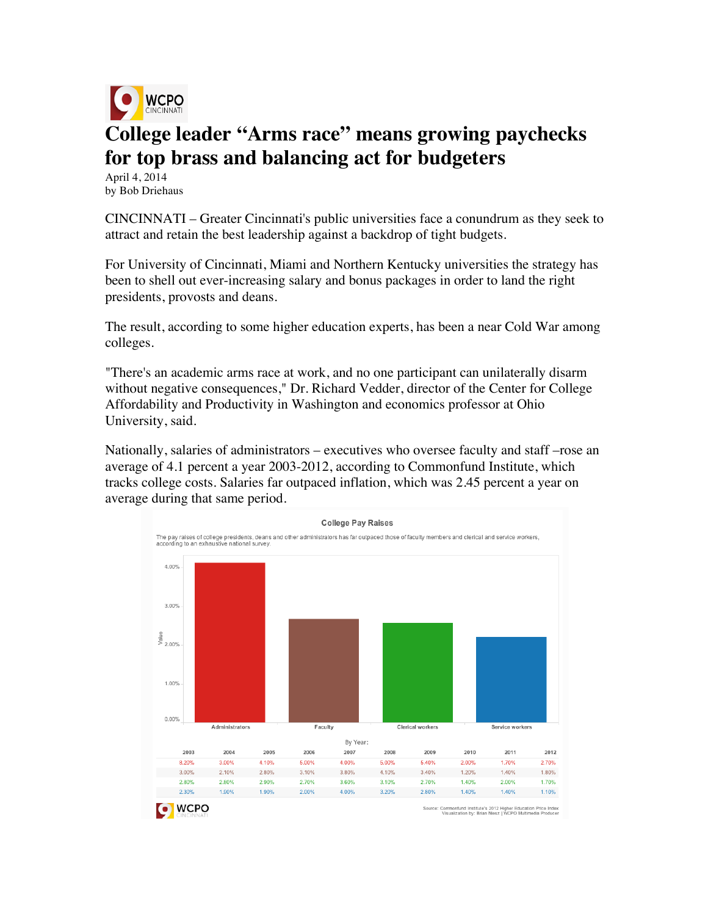# College leader "Arms race" means growing paychecks for top brass and balancing act for budgeters

April 4, 2014
by Bob Driehaus

CINCINNATI – Greater Cincinnati's public universities face a conundrum as they seek to attract and retain the best leadership against a backdrop of tight budgets.

For University of Cincinnati, Miami and Northern Kentucky universities the strategy has been to shell out ever-increasing salary and bonus packages in order to land the right presidents, provosts and deans.

The result, according to some higher education experts, has been a near Cold War among colleges.

"There's an academic arms race at work, and no one participant can unilaterally disarm without negative consequences," Dr. Richard Vedder, director of the Center for College Affordability and Productivity in Washington and economics professor at Ohio University, said.

Nationally, salaries of administrators – executives who oversee faculty and staff –rose an average of 4.1 percent a year 2003-2012, according to Commonfund Institute, which tracks college costs. Salaries far outpaced inflation, which was 2.45 percent a year on average during that same period.

**College Pay Raises**

The pay raises of college presidents, deans and other administrators has far outpaced those of faculty members and clerical and service workers, according to an exhaustive national survey.

By Year:

| | 2003 | 2004 | 2005 | 2006 | 2007 | 2008 | 2009 | 2010 | 2011 | 2012 |
|---|---|---|---|---|---|---|---|---|---|---|
| Administrators | 8.20% | 3.00% | 4.10% | 5.00% | 4.00% | 5.00% | 5.40% | 2.00% | 1.70% | 2.70% |
| Faculty | 3.00% | 2.10% | 2.80% | 3.10% | 3.80% | 4.10% | 3.40% | 1.20% | 1.40% | 1.80% |
| Clerical workers | 2.80% | 2.80% | 2.90% | 2.70% | 3.60% | 3.10% | 2.70% | 1.40% | 2.00% | 1.70% |
| Service workers | 2.30% | 1.90% | 1.90% | 2.00% | 4.00% | 3.20% | 2.80% | 1.40% | 1.40% | 1.10% |

Source: Commonfund Institute's 2012 Higher Education Price Index
Visualization by: Brian Niesz | WCPO Multimedia Producer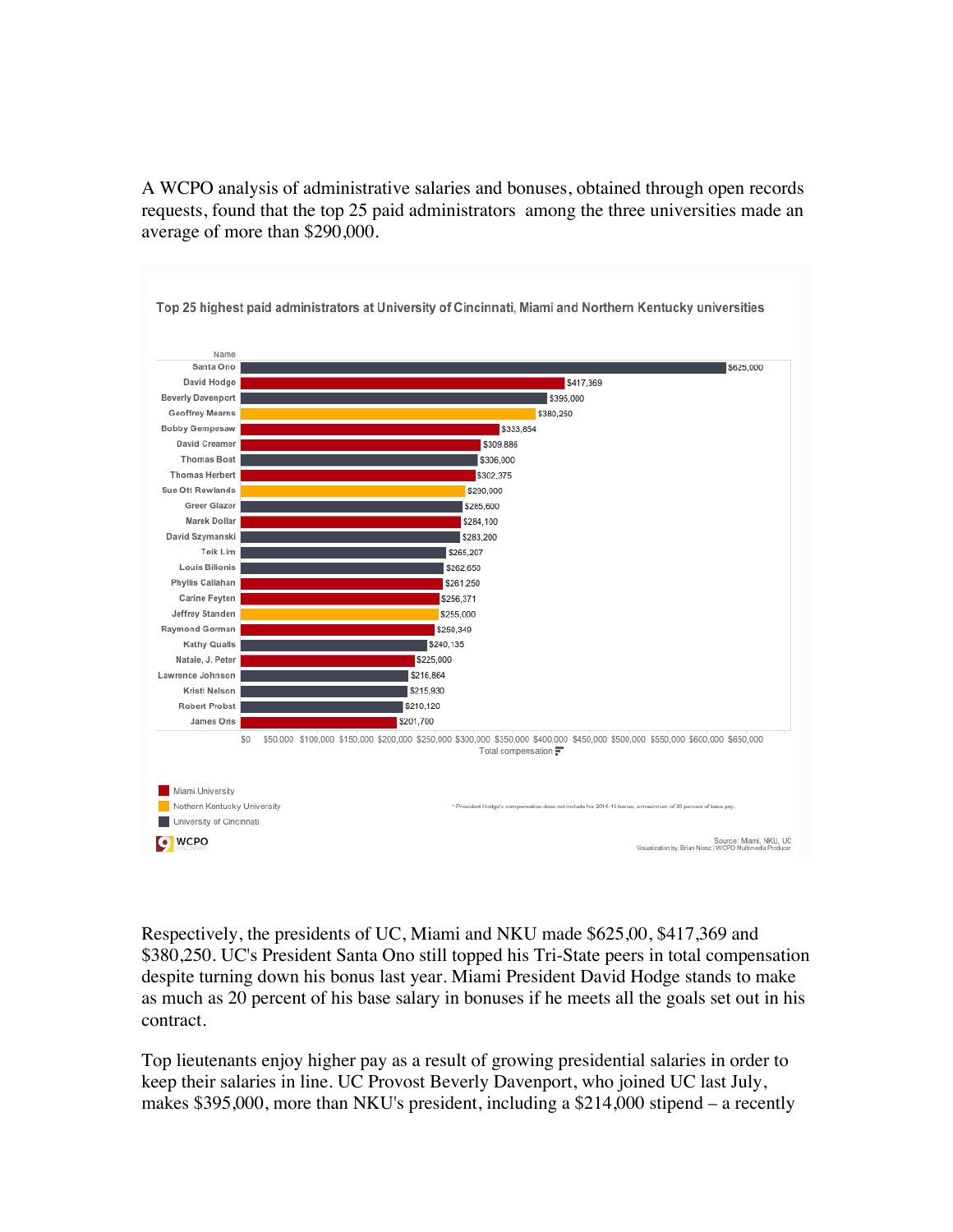A WCPO analysis of administrative salaries and bonuses, obtained through open records requests, found that the top 25 paid administrators among the three universities made an average of more than $290,000.

**Top 25 highest paid administrators at University of Cincinnati, Miami and Northern Kentucky universities**

| Name | Total compensation | University |
|---|---|---|
| Santa Ono | $625,000 | University of Cincinnati |
| David Hodge | $417,369 | Miami University |
| Beverly Davenport | $395,000 | University of Cincinnati |
| Geoffrey Mearns | $380,250 | Nothern Kentucky University |
| Bobby Gempesaw | $333,854 | Miami University |
| David Creamer | $309,886 | Miami University |
| Thomas Boat | $306,000 | University of Cincinnati |
| Thomas Herbert | $302,375 | Miami University |
| Sue Ott Rowlands | $290,000 | Nothern Kentucky University |
| Greer Glazer | $285,600 | University of Cincinnati |
| Marek Dollar | $284,100 | Miami University |
| David Szymanski | $283,200 | University of Cincinnati |
| Teik Lim | $265,207 | University of Cincinnati |
| Louis Bilionis | $262,650 | University of Cincinnati |
| Phyllis Callahan | $261,250 | Miami University |
| Carine Feyten | $256,371 | Miami University |
| Jeffrey Standen | $255,000 | Nothern Kentucky University |
| Raymond Gorman | $250,349 | Miami University |
| Kathy Qualls | $240,135 | University of Cincinnati |
| Natale, J. Peter | $225,000 | Miami University |
| Lawrence Johnson | $216,864 | University of Cincinnati |
| Kristi Nelson | $215,930 | University of Cincinnati |
| Robert Probst | $210,120 | University of Cincinnati |
| James Oris | $201,700 | Miami University |

\* President Hodge's compensation does not include his 2014-15 bonus, a maximum of 20 percent of base pay.

Source: Miami, NKU, UC
Visualization by: Brian Niesz | WCPO Multimedia Producer

Respectively, the presidents of UC, Miami and NKU made $625,00, $417,369 and $380,250. UC's President Santa Ono still topped his Tri-State peers in total compensation despite turning down his bonus last year. Miami President David Hodge stands to make as much as 20 percent of his base salary in bonuses if he meets all the goals set out in his contract.

Top lieutenants enjoy higher pay as a result of growing presidential salaries in order to keep their salaries in line. UC Provost Beverly Davenport, who joined UC last July, makes $395,000, more than NKU's president, including a $214,000 stipend – a recently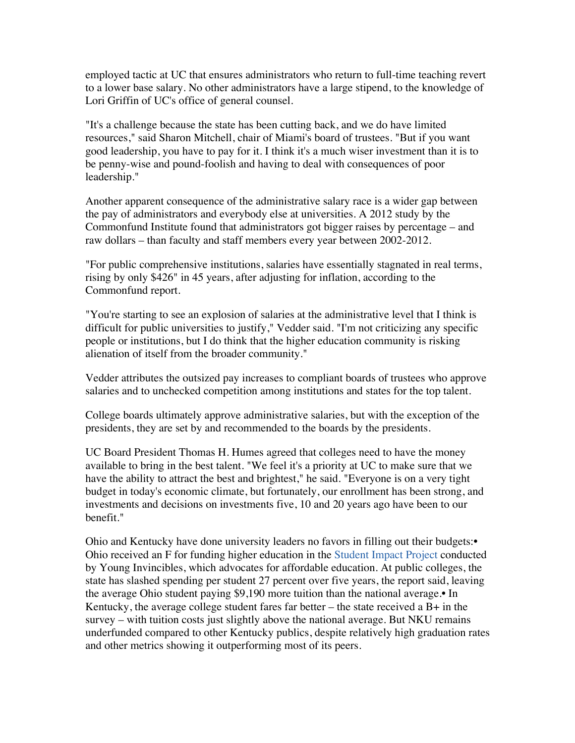employed tactic at UC that ensures administrators who return to full-time teaching revert to a lower base salary. No other administrators have a large stipend, to the knowledge of Lori Griffin of UC's office of general counsel.

"It's a challenge because the state has been cutting back, and we do have limited resources," said Sharon Mitchell, chair of Miami's board of trustees. "But if you want good leadership, you have to pay for it. I think it's a much wiser investment than it is to be penny-wise and pound-foolish and having to deal with consequences of poor leadership."

Another apparent consequence of the administrative salary race is a wider gap between the pay of administrators and everybody else at universities. A 2012 study by the Commonfund Institute found that administrators got bigger raises by percentage – and raw dollars – than faculty and staff members every year between 2002-2012.

"For public comprehensive institutions, salaries have essentially stagnated in real terms, rising by only $426" in 45 years, after adjusting for inflation, according to the Commonfund report.

"You're starting to see an explosion of salaries at the administrative level that I think is difficult for public universities to justify," Vedder said. "I'm not criticizing any specific people or institutions, but I do think that the higher education community is risking alienation of itself from the broader community."

Vedder attributes the outsized pay increases to compliant boards of trustees who approve salaries and to unchecked competition among institutions and states for the top talent.

College boards ultimately approve administrative salaries, but with the exception of the presidents, they are set by and recommended to the boards by the presidents.

UC Board President Thomas H. Humes agreed that colleges need to have the money available to bring in the best talent. "We feel it's a priority at UC to make sure that we have the ability to attract the best and brightest," he said. "Everyone is on a very tight budget in today's economic climate, but fortunately, our enrollment has been strong, and investments and decisions on investments five, 10 and 20 years ago have been to our benefit."

Ohio and Kentucky have done university leaders no favors in filling out their budgets:

- Ohio received an F for funding higher education in the Student Impact Project conducted by Young Invincibles, which advocates for affordable education. At public colleges, the state has slashed spending per student 27 percent over five years, the report said, leaving the average Ohio student paying $9,190 more tuition than the national average.
- In Kentucky, the average college student fares far better – the state received a B+ in the survey – with tuition costs just slightly above the national average. But NKU remains underfunded compared to other Kentucky publics, despite relatively high graduation rates and other metrics showing it outperforming most of its peers.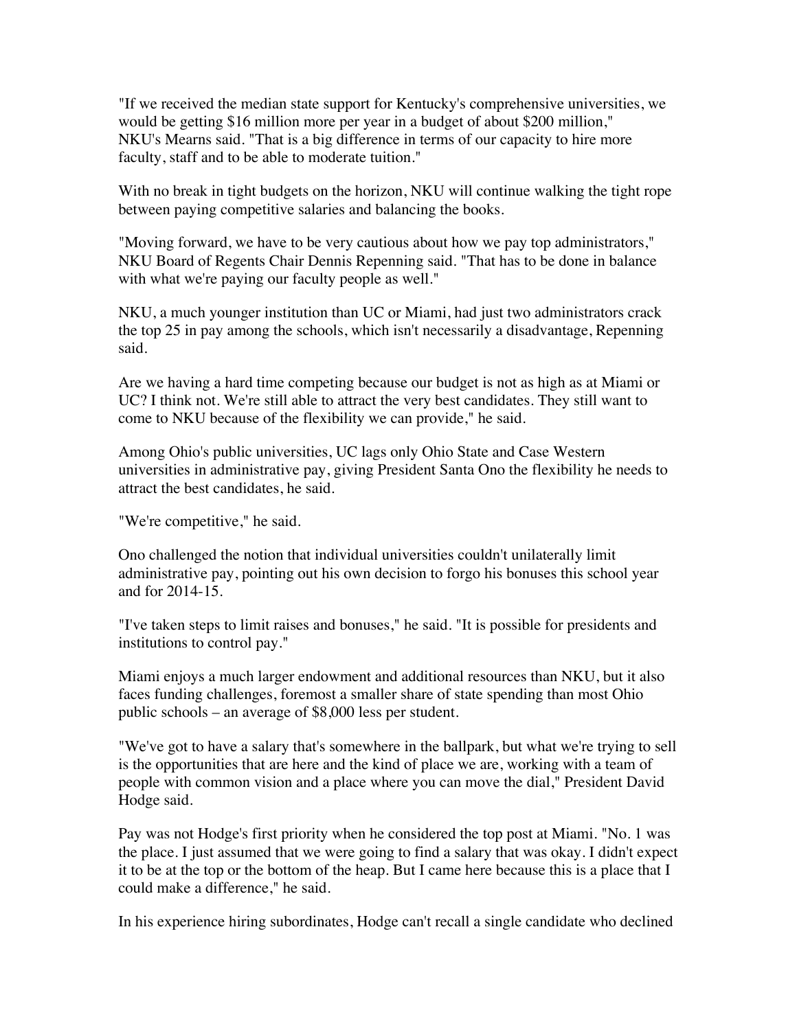"If we received the median state support for Kentucky's comprehensive universities, we would be getting $16 million more per year in a budget of about $200 million," NKU's Mearns said. "That is a big difference in terms of our capacity to hire more faculty, staff and to be able to moderate tuition."

With no break in tight budgets on the horizon, NKU will continue walking the tight rope between paying competitive salaries and balancing the books.

"Moving forward, we have to be very cautious about how we pay top administrators," NKU Board of Regents Chair Dennis Repenning said. "That has to be done in balance with what we're paying our faculty people as well."

NKU, a much younger institution than UC or Miami, had just two administrators crack the top 25 in pay among the schools, which isn't necessarily a disadvantage, Repenning said.

Are we having a hard time competing because our budget is not as high as at Miami or UC? I think not. We're still able to attract the very best candidates. They still want to come to NKU because of the flexibility we can provide," he said.

Among Ohio's public universities, UC lags only Ohio State and Case Western universities in administrative pay, giving President Santa Ono the flexibility he needs to attract the best candidates, he said.

"We're competitive," he said.

Ono challenged the notion that individual universities couldn't unilaterally limit administrative pay, pointing out his own decision to forgo his bonuses this school year and for 2014-15.

"I've taken steps to limit raises and bonuses," he said. "It is possible for presidents and institutions to control pay."

Miami enjoys a much larger endowment and additional resources than NKU, but it also faces funding challenges, foremost a smaller share of state spending than most Ohio public schools – an average of $8,000 less per student.

"We've got to have a salary that's somewhere in the ballpark, but what we're trying to sell is the opportunities that are here and the kind of place we are, working with a team of people with common vision and a place where you can move the dial," President David Hodge said.

Pay was not Hodge's first priority when he considered the top post at Miami. "No. 1 was the place. I just assumed that we were going to find a salary that was okay. I didn't expect it to be at the top or the bottom of the heap. But I came here because this is a place that I could make a difference," he said.

In his experience hiring subordinates, Hodge can't recall a single candidate who declined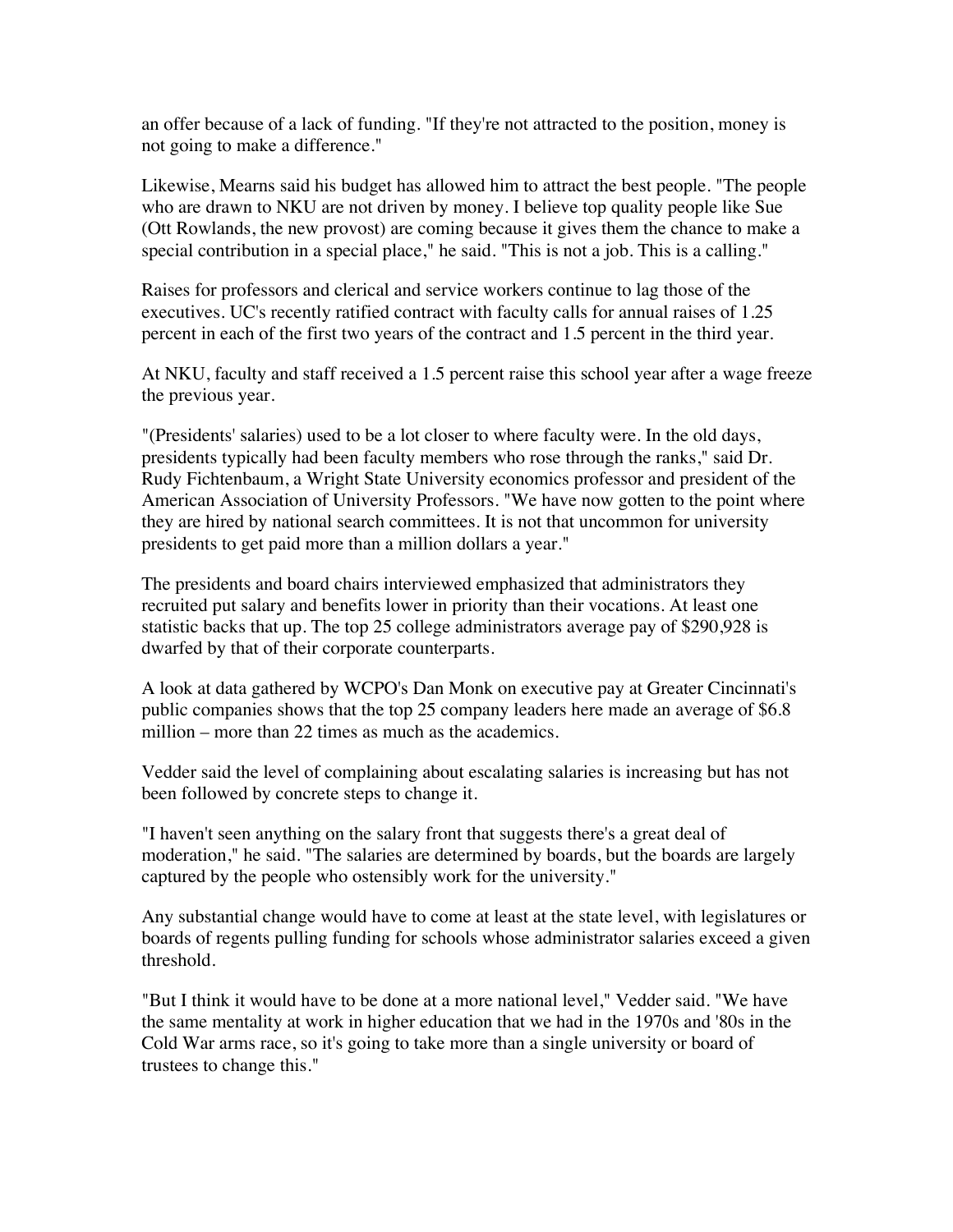an offer because of a lack of funding. "If they're not attracted to the position, money is not going to make a difference."

Likewise, Mearns said his budget has allowed him to attract the best people. "The people who are drawn to NKU are not driven by money. I believe top quality people like Sue (Ott Rowlands, the new provost) are coming because it gives them the chance to make a special contribution in a special place," he said. "This is not a job. This is a calling."

Raises for professors and clerical and service workers continue to lag those of the executives. UC's recently ratified contract with faculty calls for annual raises of 1.25 percent in each of the first two years of the contract and 1.5 percent in the third year.

At NKU, faculty and staff received a 1.5 percent raise this school year after a wage freeze the previous year.

"(Presidents' salaries) used to be a lot closer to where faculty were. In the old days, presidents typically had been faculty members who rose through the ranks," said Dr. Rudy Fichtenbaum, a Wright State University economics professor and president of the American Association of University Professors. "We have now gotten to the point where they are hired by national search committees. It is not that uncommon for university presidents to get paid more than a million dollars a year."

The presidents and board chairs interviewed emphasized that administrators they recruited put salary and benefits lower in priority than their vocations. At least one statistic backs that up. The top 25 college administrators average pay of $290,928 is dwarfed by that of their corporate counterparts.

A look at data gathered by WCPO's Dan Monk on executive pay at Greater Cincinnati's public companies shows that the top 25 company leaders here made an average of $6.8 million – more than 22 times as much as the academics.

Vedder said the level of complaining about escalating salaries is increasing but has not been followed by concrete steps to change it.

"I haven't seen anything on the salary front that suggests there's a great deal of moderation," he said. "The salaries are determined by boards, but the boards are largely captured by the people who ostensibly work for the university."

Any substantial change would have to come at least at the state level, with legislatures or boards of regents pulling funding for schools whose administrator salaries exceed a given threshold.

"But I think it would have to be done at a more national level," Vedder said. "We have the same mentality at work in higher education that we had in the 1970s and '80s in the Cold War arms race, so it's going to take more than a single university or board of trustees to change this."